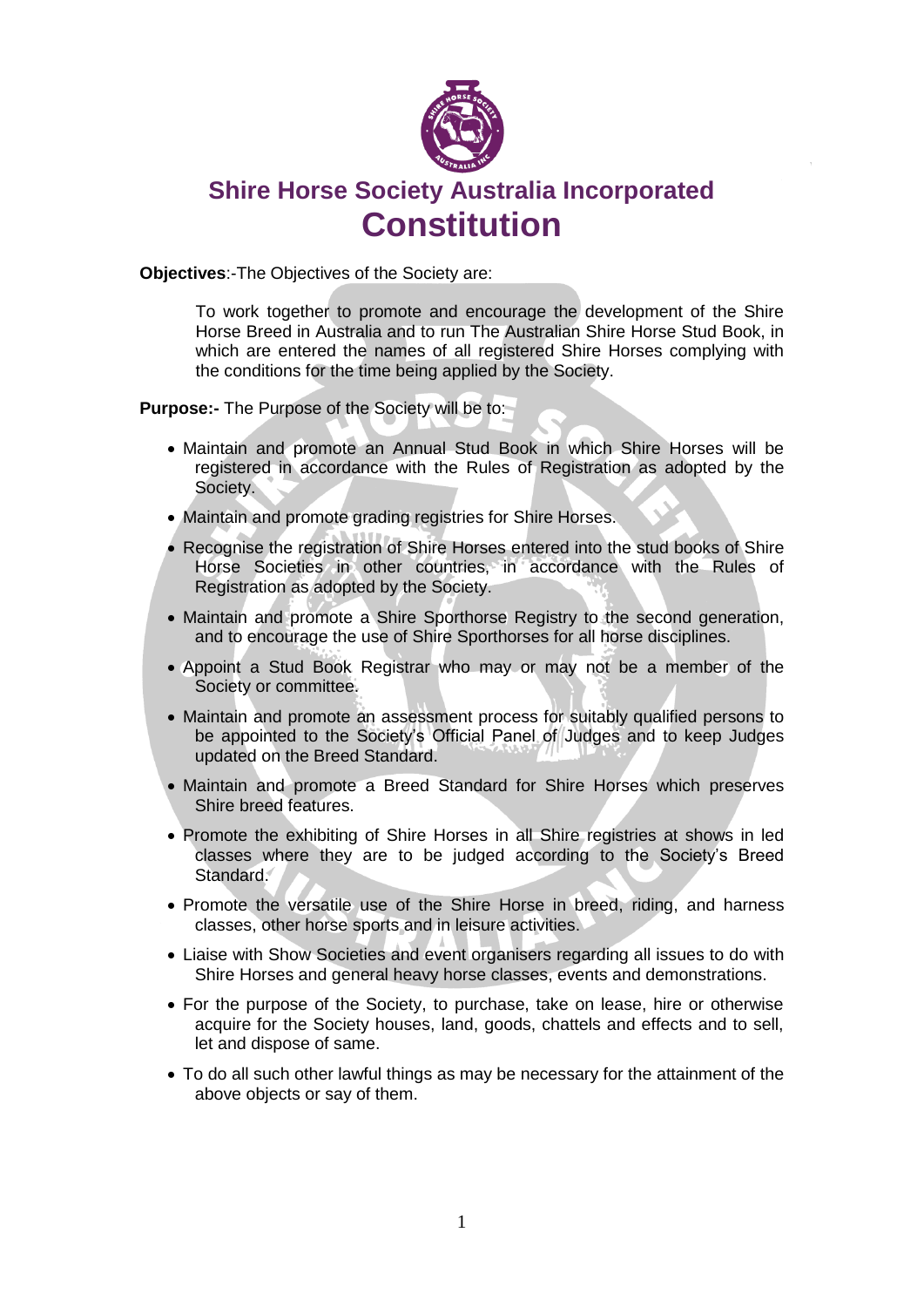# Shire Horse Society Australia Incorporated

# Constitution

**Objectives**:-The Objectives of the Society are:

To work together to promote and encourage the development of the Shire Horse Breed in Australia and to run The Australian Shire Horse Stud Book, in which are entered the names of all registered Shire Horses complying with the conditions for the time being applied by the Society.

**Purpose:-** The Purpose of the Society will be to:

- Maintain and promote an Annual Stud Book in which Shire Horses will be registered in accordance with the Rules of Registration as adopted by the Society.
- Maintain and promote grading registries for Shire Horses.
- Recognise the registration of Shire Horses entered into the stud books of Shire Horse Societies in other countries, in accordance with the Rules of Registration as adopted by the Society.
- Maintain and promote a Shire Sporthorse Registry to the second generation, and to encourage the use of Shire Sporthorses for all horse disciplines.
- Appoint a Stud Book Registrar who may or may not be a member of the Society or committee.
- Maintain and promote an assessment process for suitably qualified persons to be appointed to the Society's Official Panel of Judges and to keep Judges updated on the Breed Standard.
- Maintain and promote a Breed Standard for Shire Horses which preserves Shire breed features.
- Promote the exhibiting of Shire Horses in all Shire registries at shows in led classes where they are to be judged according to the Society's Breed Standard.
- Promote the versatile use of the Shire Horse in breed, riding, and harness classes, other horse sports and in leisure activities.
- Liaise with Show Societies and event organisers regarding all issues to do with Shire Horses and general heavy horse classes, events and demonstrations.
- For the purpose of the Society, to purchase, take on lease, hire or otherwise acquire for the Society houses, land, goods, chattels and effects and to sell, let and dispose of same.
- To do all such other lawful things as may be necessary for the attainment of the above objects or say of them.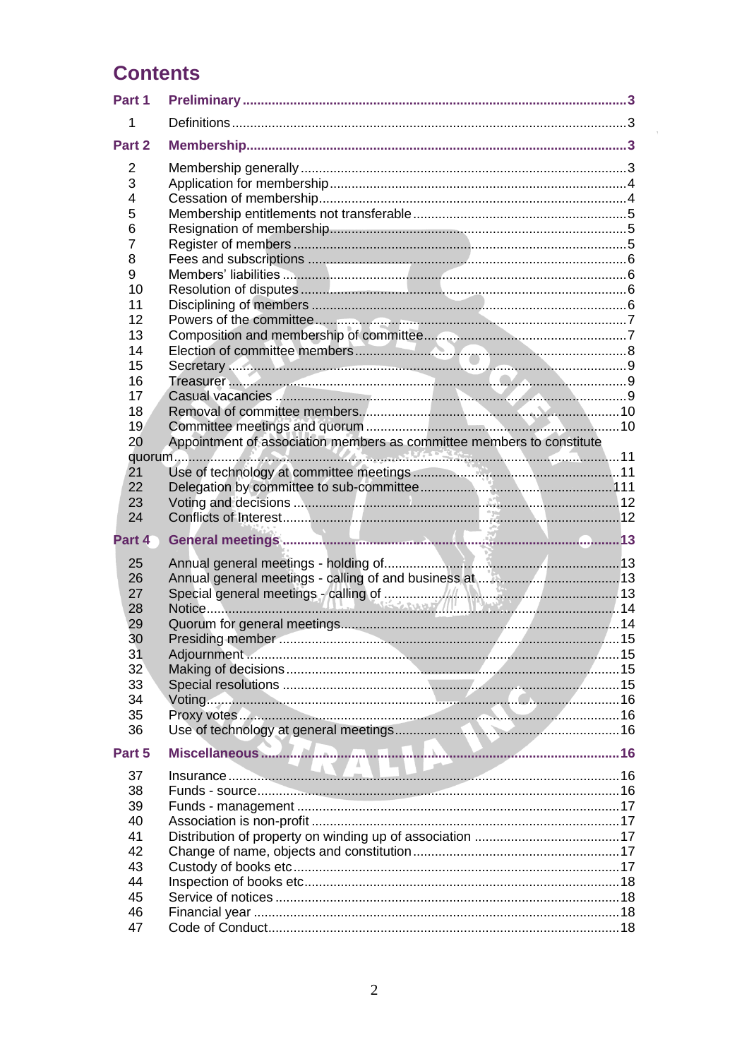# Contents

| | | |
|---|---|---|
| **Part 1** | **Preliminary** | **3** |
| 1 | Definitions | 3 |
| **Part 2** | **Membership** | **3** |
| 2 | Membership generally | 3 |
| 3 | Application for membership | 4 |
| 4 | Cessation of membership | 4 |
| 5 | Membership entitlements not transferable | 5 |
| 6 | Resignation of membership | 5 |
| 7 | Register of members | 5 |
| 8 | Fees and subscriptions | 6 |
| 9 | Members' liabilities | 6 |
| 10 | Resolution of disputes | 6 |
| 11 | Disciplining of members | 6 |
| 12 | Powers of the committee | 7 |
| 13 | Composition and membership of committee | 7 |
| 14 | Election of committee members | 8 |
| 15 | Secretary | 9 |
| 16 | Treasurer | 9 |
| 17 | Casual vacancies | 9 |
| 18 | Removal of committee members | 10 |
| 19 | Committee meetings and quorum | 10 |
| 20 | Appointment of association members as committee members to constitute quorum | 11 |
| 21 | Use of technology at committee meetings | 11 |
| 22 | Delegation by committee to sub-committee | 111 |
| 23 | Voting and decisions | 12 |
| 24 | Conflicts of Interest | 12 |
| **Part 4** | **General meetings** | **13** |
| 25 | Annual general meetings - holding of | 13 |
| 26 | Annual general meetings - calling of and business at | 13 |
| 27 | Special general meetings - calling of | 13 |
| 28 | Notice | 14 |
| 29 | Quorum for general meetings | 14 |
| 30 | Presiding member | 15 |
| 31 | Adjournment | 15 |
| 32 | Making of decisions | 15 |
| 33 | Special resolutions | 15 |
| 34 | Voting | 16 |
| 35 | Proxy votes | 16 |
| 36 | Use of technology at general meetings | 16 |
| **Part 5** | **Miscellaneous** | **16** |
| 37 | Insurance | 16 |
| 38 | Funds - source | 16 |
| 39 | Funds - management | 17 |
| 40 | Association is non-profit | 17 |
| 41 | Distribution of property on winding up of association | 17 |
| 42 | Change of name, objects and constitution | 17 |
| 43 | Custody of books etc | 17 |
| 44 | Inspection of books etc | 18 |
| 45 | Service of notices | 18 |
| 46 | Financial year | 18 |
| 47 | Code of Conduct | 18 |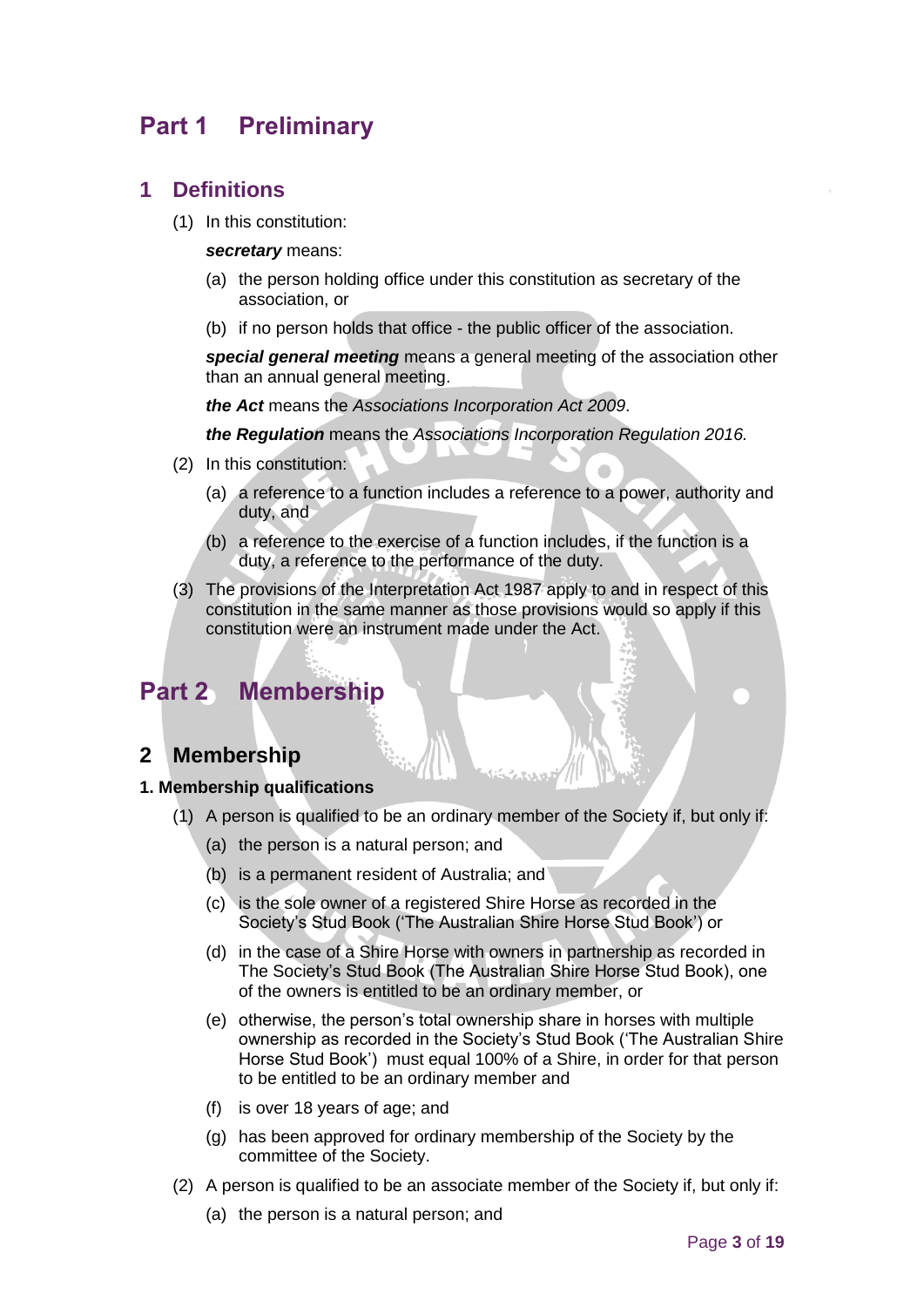# Part 1 Preliminary

## 1 Definitions

(1) In this constitution:

***secretary*** means:

(a) the person holding office under this constitution as secretary of the association, or

(b) if no person holds that office - the public officer of the association.

***special general meeting*** means a general meeting of the association other than an annual general meeting.

***the Act*** means the *Associations Incorporation Act 2009*.

***the Regulation*** means the *Associations Incorporation Regulation 2016.*

(2) In this constitution:

(a) a reference to a function includes a reference to a power, authority and duty, and

(b) a reference to the exercise of a function includes, if the function is a duty, a reference to the performance of the duty.

(3) The provisions of the Interpretation Act 1987 apply to and in respect of this constitution in the same manner as those provisions would so apply if this constitution were an instrument made under the Act.

# Part 2 Membership

## 2 Membership

**1. Membership qualifications**

(1) A person is qualified to be an ordinary member of the Society if, but only if:

(a) the person is a natural person; and

(b) is a permanent resident of Australia; and

(c) is the sole owner of a registered Shire Horse as recorded in the Society's Stud Book ('The Australian Shire Horse Stud Book') or

(d) in the case of a Shire Horse with owners in partnership as recorded in The Society's Stud Book (The Australian Shire Horse Stud Book), one of the owners is entitled to be an ordinary member, or

(e) otherwise, the person's total ownership share in horses with multiple ownership as recorded in the Society's Stud Book ('The Australian Shire Horse Stud Book') must equal 100% of a Shire, in order for that person to be entitled to be an ordinary member and

(f) is over 18 years of age; and

(g) has been approved for ordinary membership of the Society by the committee of the Society.

(2) A person is qualified to be an associate member of the Society if, but only if:

(a) the person is a natural person; and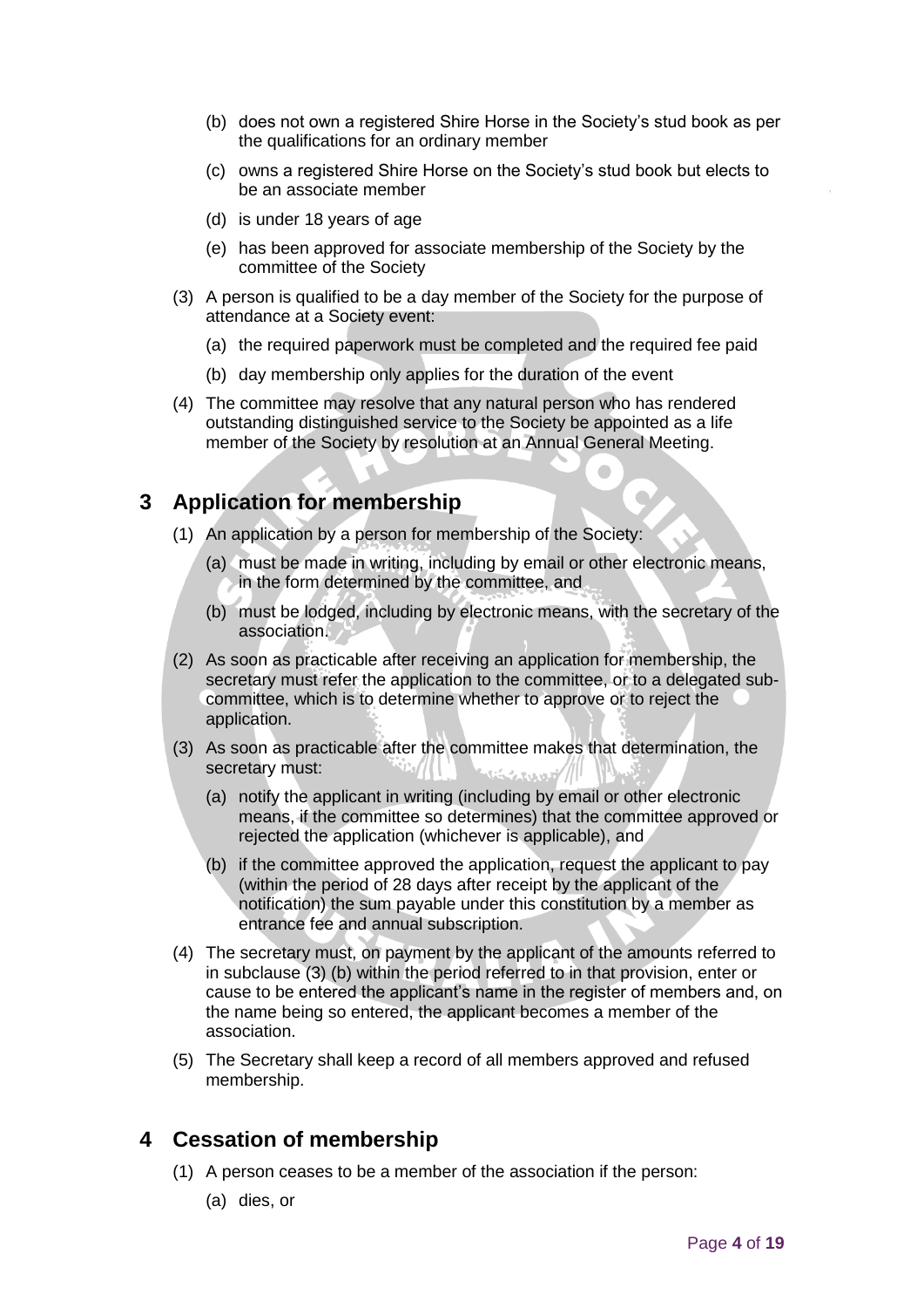(b) does not own a registered Shire Horse in the Society's stud book as per the qualifications for an ordinary member

(c) owns a registered Shire Horse on the Society's stud book but elects to be an associate member

(d) is under 18 years of age

(e) has been approved for associate membership of the Society by the committee of the Society

(3) A person is qualified to be a day member of the Society for the purpose of attendance at a Society event:

(a) the required paperwork must be completed and the required fee paid

(b) day membership only applies for the duration of the event

(4) The committee may resolve that any natural person who has rendered outstanding distinguished service to the Society be appointed as a life member of the Society by resolution at an Annual General Meeting.

## 3 Application for membership

(1) An application by a person for membership of the Society:

(a) must be made in writing, including by email or other electronic means, in the form determined by the committee, and

(b) must be lodged, including by electronic means, with the secretary of the association.

(2) As soon as practicable after receiving an application for membership, the secretary must refer the application to the committee, or to a delegated sub-committee, which is to determine whether to approve or to reject the application.

(3) As soon as practicable after the committee makes that determination, the secretary must:

(a) notify the applicant in writing (including by email or other electronic means, if the committee so determines) that the committee approved or rejected the application (whichever is applicable), and

(b) if the committee approved the application, request the applicant to pay (within the period of 28 days after receipt by the applicant of the notification) the sum payable under this constitution by a member as entrance fee and annual subscription.

(4) The secretary must, on payment by the applicant of the amounts referred to in subclause (3) (b) within the period referred to in that provision, enter or cause to be entered the applicant's name in the register of members and, on the name being so entered, the applicant becomes a member of the association.

(5) The Secretary shall keep a record of all members approved and refused membership.

## 4 Cessation of membership

(1) A person ceases to be a member of the association if the person:

(a) dies, or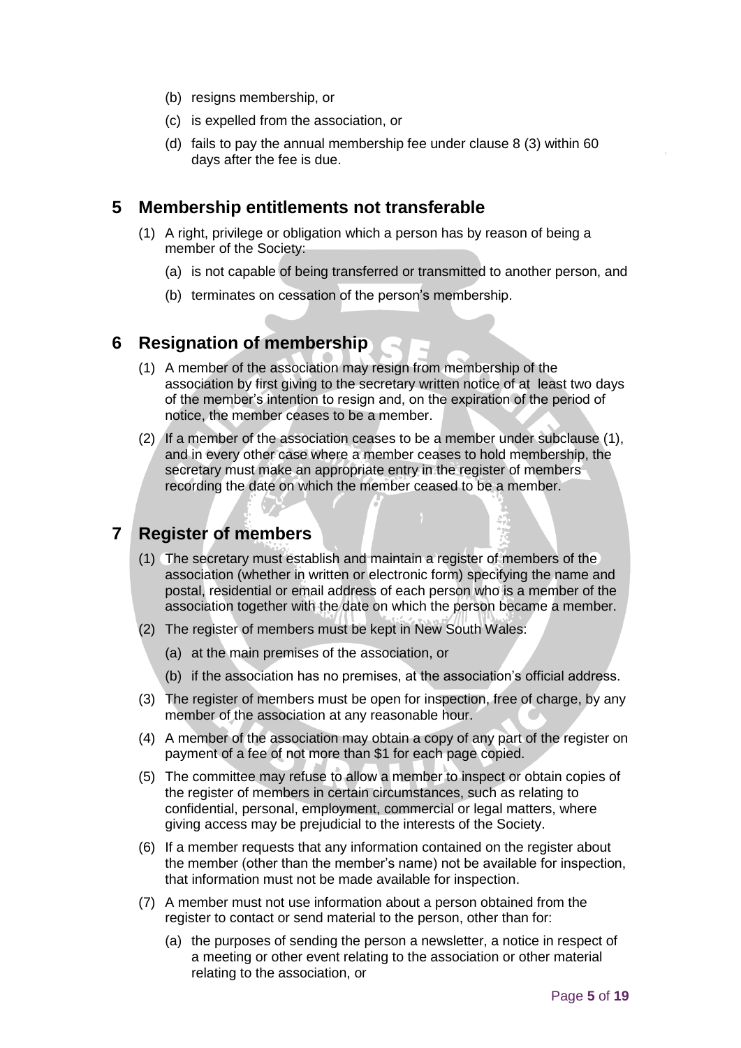(b) resigns membership, or

(c) is expelled from the association, or

(d) fails to pay the annual membership fee under clause 8 (3) within 60 days after the fee is due.

## 5 Membership entitlements not transferable

(1) A right, privilege or obligation which a person has by reason of being a member of the Society:

(a) is not capable of being transferred or transmitted to another person, and

(b) terminates on cessation of the person's membership.

## 6 Resignation of membership

(1) A member of the association may resign from membership of the association by first giving to the secretary written notice of at least two days of the member's intention to resign and, on the expiration of the period of notice, the member ceases to be a member.

(2) If a member of the association ceases to be a member under subclause (1), and in every other case where a member ceases to hold membership, the secretary must make an appropriate entry in the register of members recording the date on which the member ceased to be a member.

## 7 Register of members

(1) The secretary must establish and maintain a register of members of the association (whether in written or electronic form) specifying the name and postal, residential or email address of each person who is a member of the association together with the date on which the person became a member.

(2) The register of members must be kept in New South Wales:

(a) at the main premises of the association, or

(b) if the association has no premises, at the association's official address.

(3) The register of members must be open for inspection, free of charge, by any member of the association at any reasonable hour.

(4) A member of the association may obtain a copy of any part of the register on payment of a fee of not more than $1 for each page copied.

(5) The committee may refuse to allow a member to inspect or obtain copies of the register of members in certain circumstances, such as relating to confidential, personal, employment, commercial or legal matters, where giving access may be prejudicial to the interests of the Society.

(6) If a member requests that any information contained on the register about the member (other than the member's name) not be available for inspection, that information must not be made available for inspection.

(7) A member must not use information about a person obtained from the register to contact or send material to the person, other than for:

(a) the purposes of sending the person a newsletter, a notice in respect of a meeting or other event relating to the association or other material relating to the association, or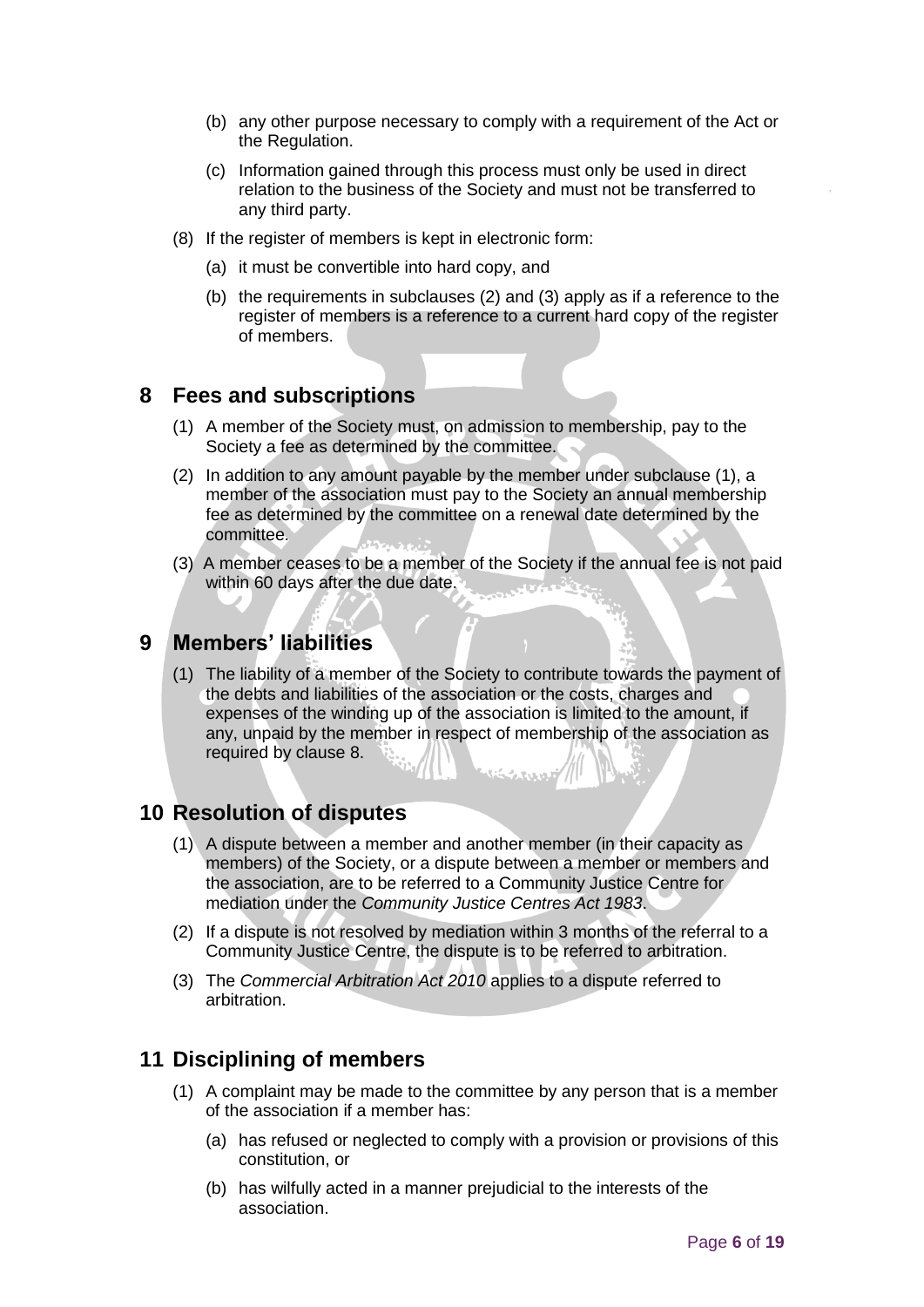(b) any other purpose necessary to comply with a requirement of the Act or the Regulation.

(c) Information gained through this process must only be used in direct relation to the business of the Society and must not be transferred to any third party.

(8) If the register of members is kept in electronic form:

(a) it must be convertible into hard copy, and

(b) the requirements in subclauses (2) and (3) apply as if a reference to the register of members is a reference to a current hard copy of the register of members.

## 8 Fees and subscriptions

(1) A member of the Society must, on admission to membership, pay to the Society a fee as determined by the committee.

(2) In addition to any amount payable by the member under subclause (1), a member of the association must pay to the Society an annual membership fee as determined by the committee on a renewal date determined by the committee.

(3) A member ceases to be a member of the Society if the annual fee is not paid within 60 days after the due date.

## 9 Members' liabilities

(1) The liability of a member of the Society to contribute towards the payment of the debts and liabilities of the association or the costs, charges and expenses of the winding up of the association is limited to the amount, if any, unpaid by the member in respect of membership of the association as required by clause 8.

## 10 Resolution of disputes

(1) A dispute between a member and another member (in their capacity as members) of the Society, or a dispute between a member or members and the association, are to be referred to a Community Justice Centre for mediation under the *Community Justice Centres Act 1983*.

(2) If a dispute is not resolved by mediation within 3 months of the referral to a Community Justice Centre, the dispute is to be referred to arbitration.

(3) The *Commercial Arbitration Act 2010* applies to a dispute referred to arbitration.

## 11 Disciplining of members

(1) A complaint may be made to the committee by any person that is a member of the association if a member has:

(a) has refused or neglected to comply with a provision or provisions of this constitution, or

(b) has wilfully acted in a manner prejudicial to the interests of the association.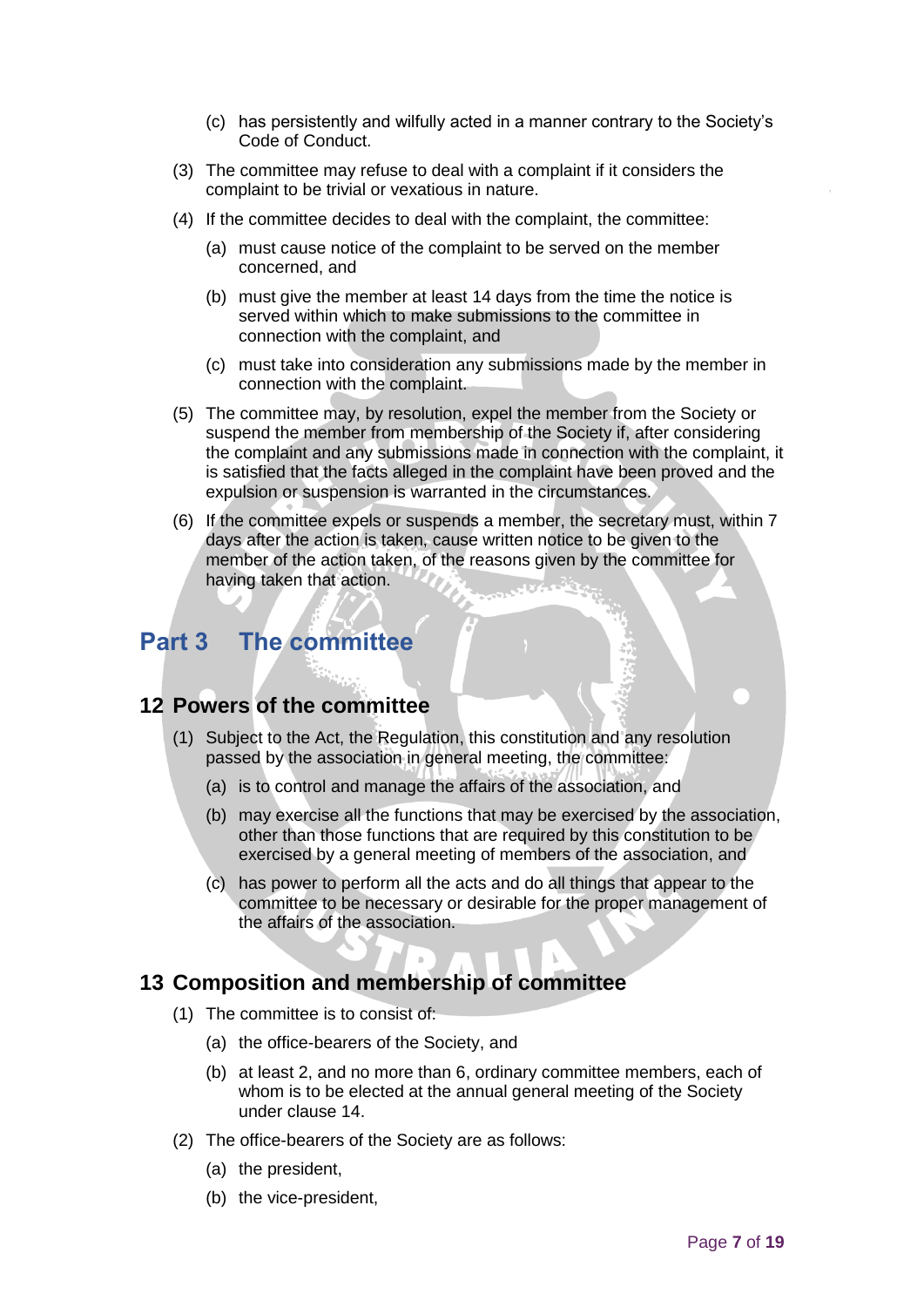(c) has persistently and wilfully acted in a manner contrary to the Society's Code of Conduct.

(3) The committee may refuse to deal with a complaint if it considers the complaint to be trivial or vexatious in nature.

(4) If the committee decides to deal with the complaint, the committee:

(a) must cause notice of the complaint to be served on the member concerned, and

(b) must give the member at least 14 days from the time the notice is served within which to make submissions to the committee in connection with the complaint, and

(c) must take into consideration any submissions made by the member in connection with the complaint.

(5) The committee may, by resolution, expel the member from the Society or suspend the member from membership of the Society if, after considering the complaint and any submissions made in connection with the complaint, it is satisfied that the facts alleged in the complaint have been proved and the expulsion or suspension is warranted in the circumstances.

(6) If the committee expels or suspends a member, the secretary must, within 7 days after the action is taken, cause written notice to be given to the member of the action taken, of the reasons given by the committee for having taken that action.

# Part 3 The committee

## 12 Powers of the committee

(1) Subject to the Act, the Regulation, this constitution and any resolution passed by the association in general meeting, the committee:

(a) is to control and manage the affairs of the association, and

(b) may exercise all the functions that may be exercised by the association, other than those functions that are required by this constitution to be exercised by a general meeting of members of the association, and

(c) has power to perform all the acts and do all things that appear to the committee to be necessary or desirable for the proper management of the affairs of the association.

## 13 Composition and membership of committee

(1) The committee is to consist of:

(a) the office-bearers of the Society, and

(b) at least 2, and no more than 6, ordinary committee members, each of whom is to be elected at the annual general meeting of the Society under clause 14.

(2) The office-bearers of the Society are as follows:

(a) the president,

(b) the vice-president,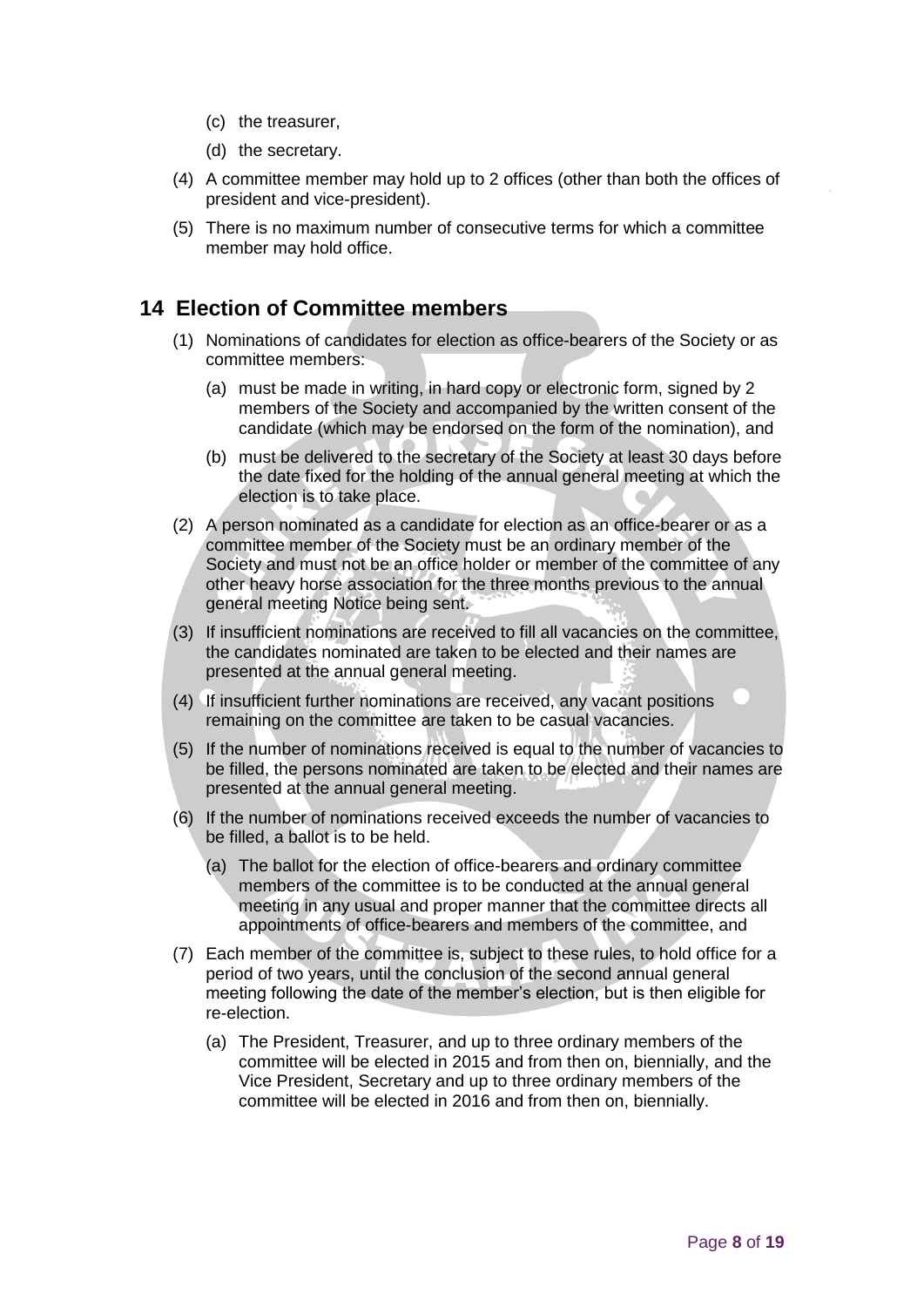(c) the treasurer,

(d) the secretary.

(4) A committee member may hold up to 2 offices (other than both the offices of president and vice-president).

(5) There is no maximum number of consecutive terms for which a committee member may hold office.

## 14 Election of Committee members

(1) Nominations of candidates for election as office-bearers of the Society or as committee members:

(a) must be made in writing, in hard copy or electronic form, signed by 2 members of the Society and accompanied by the written consent of the candidate (which may be endorsed on the form of the nomination), and

(b) must be delivered to the secretary of the Society at least 30 days before the date fixed for the holding of the annual general meeting at which the election is to take place.

(2) A person nominated as a candidate for election as an office-bearer or as a committee member of the Society must be an ordinary member of the Society and must not be an office holder or member of the committee of any other heavy horse association for the three months previous to the annual general meeting Notice being sent.

(3) If insufficient nominations are received to fill all vacancies on the committee, the candidates nominated are taken to be elected and their names are presented at the annual general meeting.

(4) If insufficient further nominations are received, any vacant positions remaining on the committee are taken to be casual vacancies.

(5) If the number of nominations received is equal to the number of vacancies to be filled, the persons nominated are taken to be elected and their names are presented at the annual general meeting.

(6) If the number of nominations received exceeds the number of vacancies to be filled, a ballot is to be held.

(a) The ballot for the election of office-bearers and ordinary committee members of the committee is to be conducted at the annual general meeting in any usual and proper manner that the committee directs all appointments of office-bearers and members of the committee, and

(7) Each member of the committee is, subject to these rules, to hold office for a period of two years, until the conclusion of the second annual general meeting following the date of the member's election, but is then eligible for re-election.

(a) The President, Treasurer, and up to three ordinary members of the committee will be elected in 2015 and from then on, biennially, and the Vice President, Secretary and up to three ordinary members of the committee will be elected in 2016 and from then on, biennially.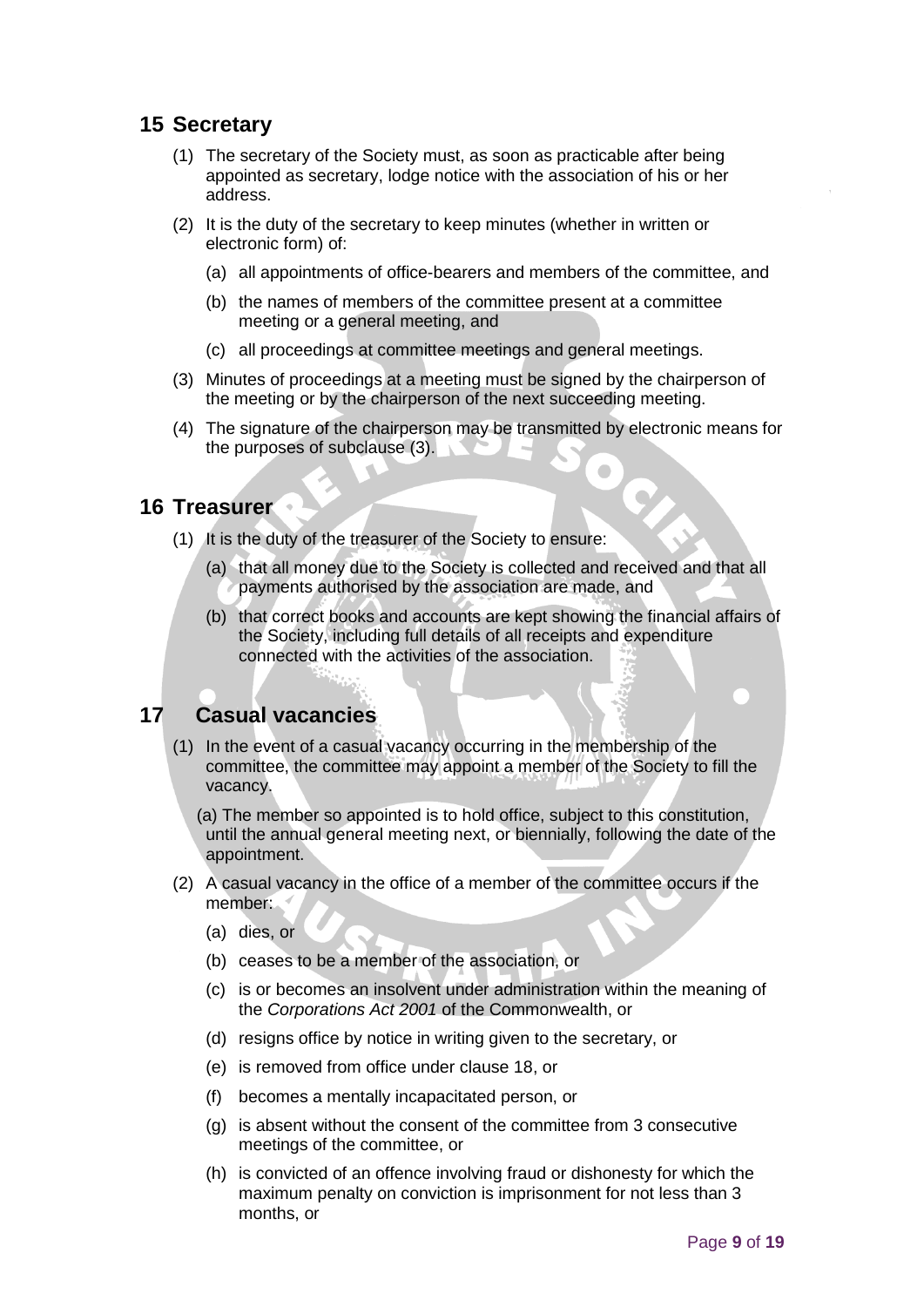## 15 Secretary

(1) The secretary of the Society must, as soon as practicable after being appointed as secretary, lodge notice with the association of his or her address.

(2) It is the duty of the secretary to keep minutes (whether in written or electronic form) of:

(a) all appointments of office-bearers and members of the committee, and

(b) the names of members of the committee present at a committee meeting or a general meeting, and

(c) all proceedings at committee meetings and general meetings.

(3) Minutes of proceedings at a meeting must be signed by the chairperson of the meeting or by the chairperson of the next succeeding meeting.

(4) The signature of the chairperson may be transmitted by electronic means for the purposes of subclause (3).

## 16 Treasurer

(1) It is the duty of the treasurer of the Society to ensure:

(a) that all money due to the Society is collected and received and that all payments authorised by the association are made, and

(b) that correct books and accounts are kept showing the financial affairs of the Society, including full details of all receipts and expenditure connected with the activities of the association.

## 17 Casual vacancies

(1) In the event of a casual vacancy occurring in the membership of the committee, the committee may appoint a member of the Society to fill the vacancy.

(a) The member so appointed is to hold office, subject to this constitution, until the annual general meeting next, or biennially, following the date of the appointment.

(2) A casual vacancy in the office of a member of the committee occurs if the member:

(a) dies, or

(b) ceases to be a member of the association, or

(c) is or becomes an insolvent under administration within the meaning of the *Corporations Act 2001* of the Commonwealth, or

(d) resigns office by notice in writing given to the secretary, or

(e) is removed from office under clause 18, or

(f) becomes a mentally incapacitated person, or

(g) is absent without the consent of the committee from 3 consecutive meetings of the committee, or

(h) is convicted of an offence involving fraud or dishonesty for which the maximum penalty on conviction is imprisonment for not less than 3 months, or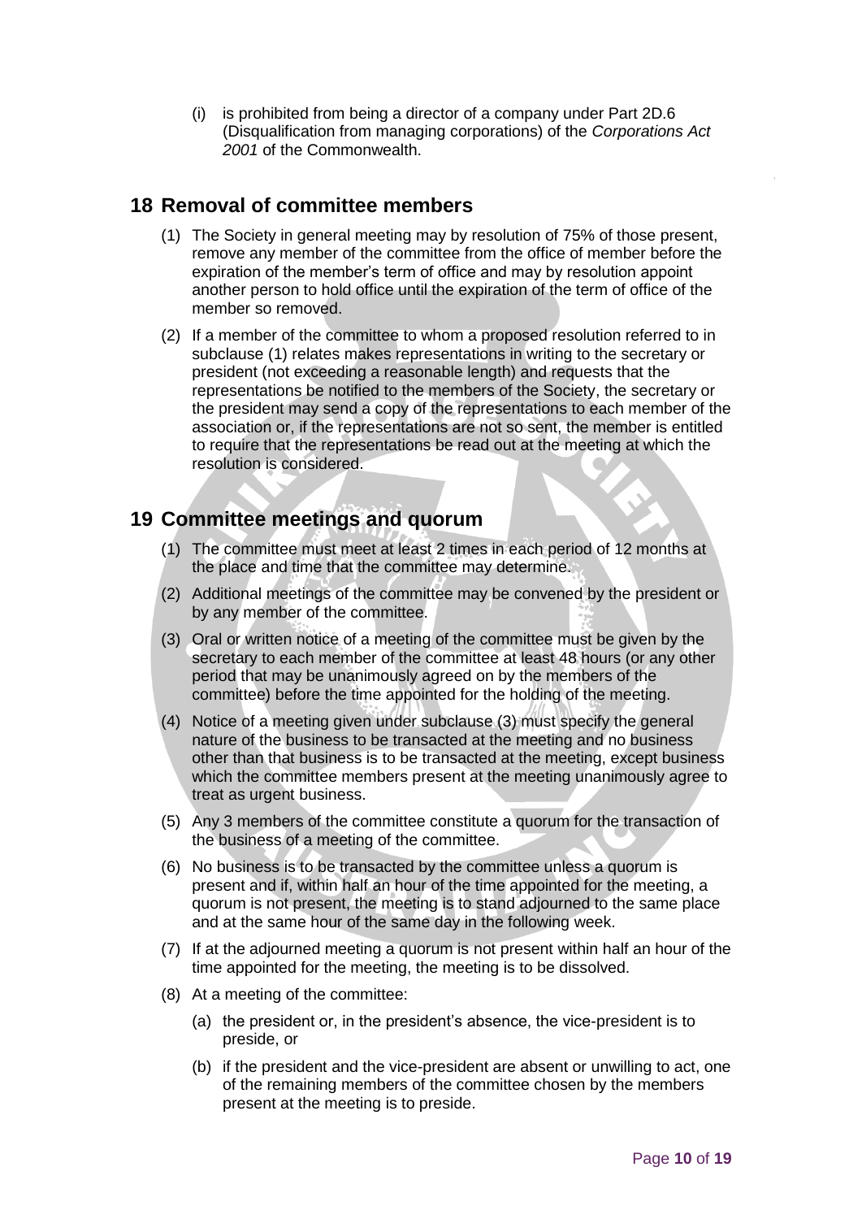(i) is prohibited from being a director of a company under Part 2D.6 (Disqualification from managing corporations) of the *Corporations Act 2001* of the Commonwealth.

## 18 Removal of committee members

(1) The Society in general meeting may by resolution of 75% of those present, remove any member of the committee from the office of member before the expiration of the member's term of office and may by resolution appoint another person to hold office until the expiration of the term of office of the member so removed.

(2) If a member of the committee to whom a proposed resolution referred to in subclause (1) relates makes representations in writing to the secretary or president (not exceeding a reasonable length) and requests that the representations be notified to the members of the Society, the secretary or the president may send a copy of the representations to each member of the association or, if the representations are not so sent, the member is entitled to require that the representations be read out at the meeting at which the resolution is considered.

## 19 Committee meetings and quorum

(1) The committee must meet at least 2 times in each period of 12 months at the place and time that the committee may determine.

(2) Additional meetings of the committee may be convened by the president or by any member of the committee.

(3) Oral or written notice of a meeting of the committee must be given by the secretary to each member of the committee at least 48 hours (or any other period that may be unanimously agreed on by the members of the committee) before the time appointed for the holding of the meeting.

(4) Notice of a meeting given under subclause (3) must specify the general nature of the business to be transacted at the meeting and no business other than that business is to be transacted at the meeting, except business which the committee members present at the meeting unanimously agree to treat as urgent business.

(5) Any 3 members of the committee constitute a quorum for the transaction of the business of a meeting of the committee.

(6) No business is to be transacted by the committee unless a quorum is present and if, within half an hour of the time appointed for the meeting, a quorum is not present, the meeting is to stand adjourned to the same place and at the same hour of the same day in the following week.

(7) If at the adjourned meeting a quorum is not present within half an hour of the time appointed for the meeting, the meeting is to be dissolved.

(8) At a meeting of the committee:

(a) the president or, in the president's absence, the vice-president is to preside, or

(b) if the president and the vice-president are absent or unwilling to act, one of the remaining members of the committee chosen by the members present at the meeting is to preside.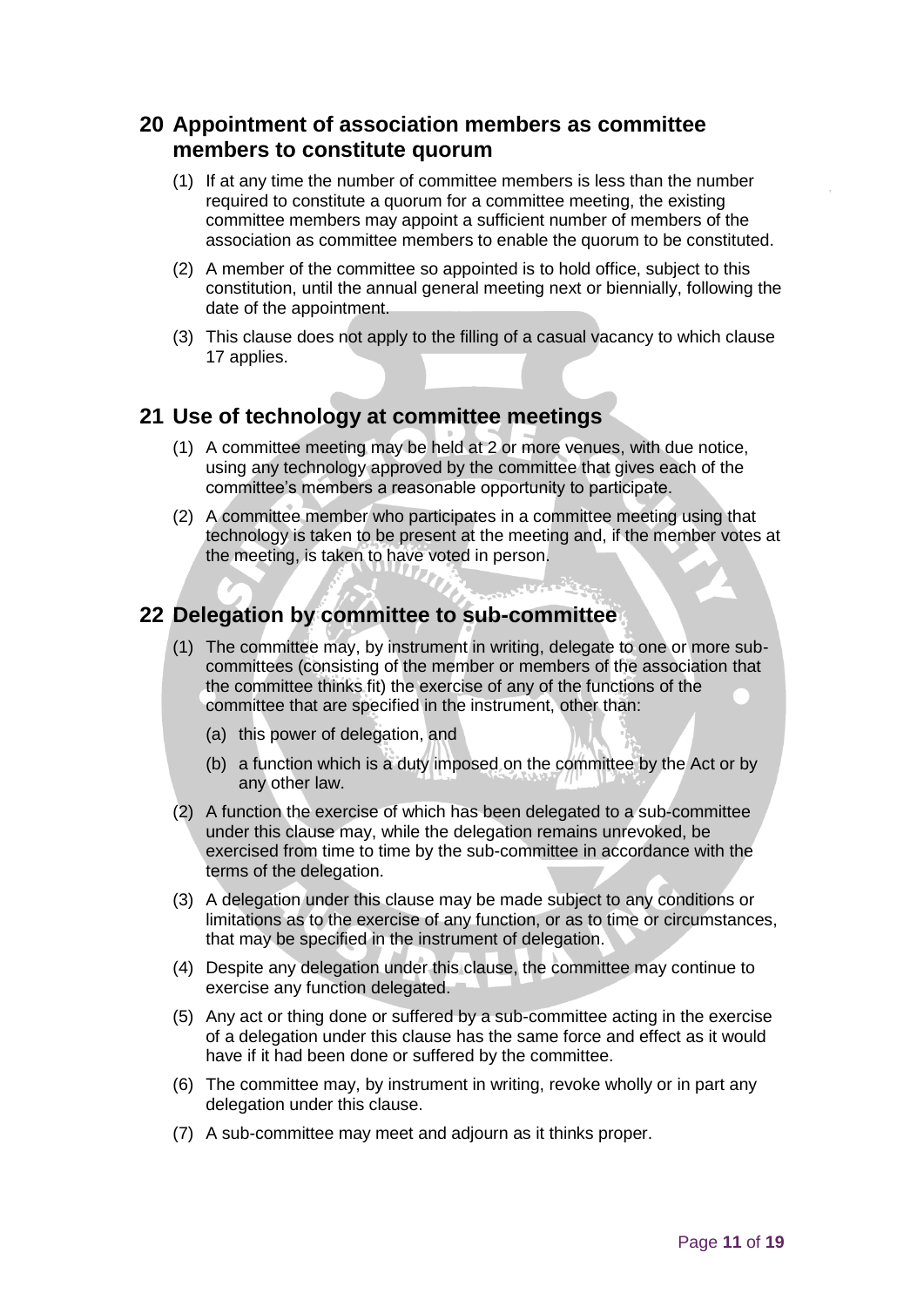## 20 Appointment of association members as committee members to constitute quorum

(1) If at any time the number of committee members is less than the number required to constitute a quorum for a committee meeting, the existing committee members may appoint a sufficient number of members of the association as committee members to enable the quorum to be constituted.

(2) A member of the committee so appointed is to hold office, subject to this constitution, until the annual general meeting next or biennially, following the date of the appointment.

(3) This clause does not apply to the filling of a casual vacancy to which clause 17 applies.

## 21 Use of technology at committee meetings

(1) A committee meeting may be held at 2 or more venues, with due notice, using any technology approved by the committee that gives each of the committee's members a reasonable opportunity to participate.

(2) A committee member who participates in a committee meeting using that technology is taken to be present at the meeting and, if the member votes at the meeting, is taken to have voted in person.

## 22 Delegation by committee to sub-committee

(1) The committee may, by instrument in writing, delegate to one or more sub-committees (consisting of the member or members of the association that the committee thinks fit) the exercise of any of the functions of the committee that are specified in the instrument, other than:

   (a) this power of delegation, and

   (b) a function which is a duty imposed on the committee by the Act or by any other law.

(2) A function the exercise of which has been delegated to a sub-committee under this clause may, while the delegation remains unrevoked, be exercised from time to time by the sub-committee in accordance with the terms of the delegation.

(3) A delegation under this clause may be made subject to any conditions or limitations as to the exercise of any function, or as to time or circumstances, that may be specified in the instrument of delegation.

(4) Despite any delegation under this clause, the committee may continue to exercise any function delegated.

(5) Any act or thing done or suffered by a sub-committee acting in the exercise of a delegation under this clause has the same force and effect as it would have if it had been done or suffered by the committee.

(6) The committee may, by instrument in writing, revoke wholly or in part any delegation under this clause.

(7) A sub-committee may meet and adjourn as it thinks proper.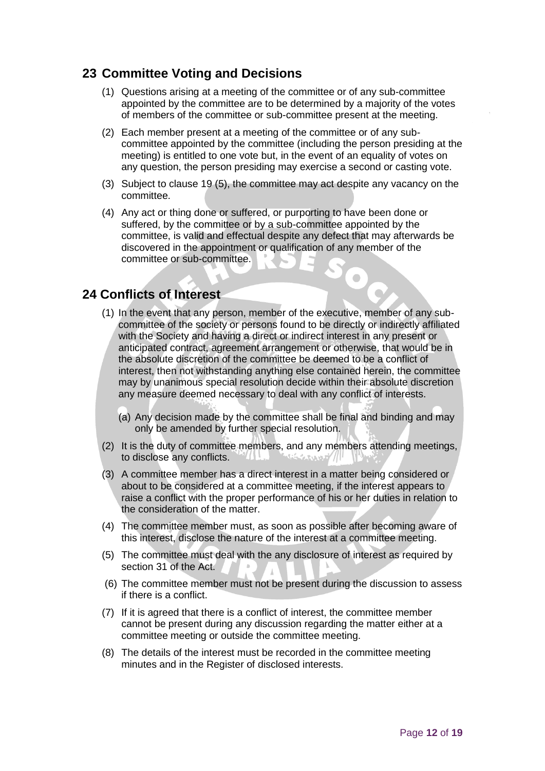## 23 Committee Voting and Decisions

(1) Questions arising at a meeting of the committee or of any sub-committee appointed by the committee are to be determined by a majority of the votes of members of the committee or sub-committee present at the meeting.

(2) Each member present at a meeting of the committee or of any sub-committee appointed by the committee (including the person presiding at the meeting) is entitled to one vote but, in the event of an equality of votes on any question, the person presiding may exercise a second or casting vote.

(3) Subject to clause 19 (5), the committee may act despite any vacancy on the committee.

(4) Any act or thing done or suffered, or purporting to have been done or suffered, by the committee or by a sub-committee appointed by the committee, is valid and effectual despite any defect that may afterwards be discovered in the appointment or qualification of any member of the committee or sub-committee.

## 24 Conflicts of Interest

(1) In the event that any person, member of the executive, member of any sub-committee of the society or persons found to be directly or indirectly affiliated with the Society and having a direct or indirect interest in any present or anticipated contract, agreement arrangement or otherwise, that would be in the absolute discretion of the committee be deemed to be a conflict of interest, then not withstanding anything else contained herein, the committee may by unanimous special resolution decide within their absolute discretion any measure deemed necessary to deal with any conflict of interests.

   (a) Any decision made by the committee shall be final and binding and may only be amended by further special resolution.

(2) It is the duty of committee members, and any members attending meetings, to disclose any conflicts.

(3) A committee member has a direct interest in a matter being considered or about to be considered at a committee meeting, if the interest appears to raise a conflict with the proper performance of his or her duties in relation to the consideration of the matter.

(4) The committee member must, as soon as possible after becoming aware of this interest, disclose the nature of the interest at a committee meeting.

(5) The committee must deal with the any disclosure of interest as required by section 31 of the Act.

(6) The committee member must not be present during the discussion to assess if there is a conflict.

(7) If it is agreed that there is a conflict of interest, the committee member cannot be present during any discussion regarding the matter either at a committee meeting or outside the committee meeting.

(8) The details of the interest must be recorded in the committee meeting minutes and in the Register of disclosed interests.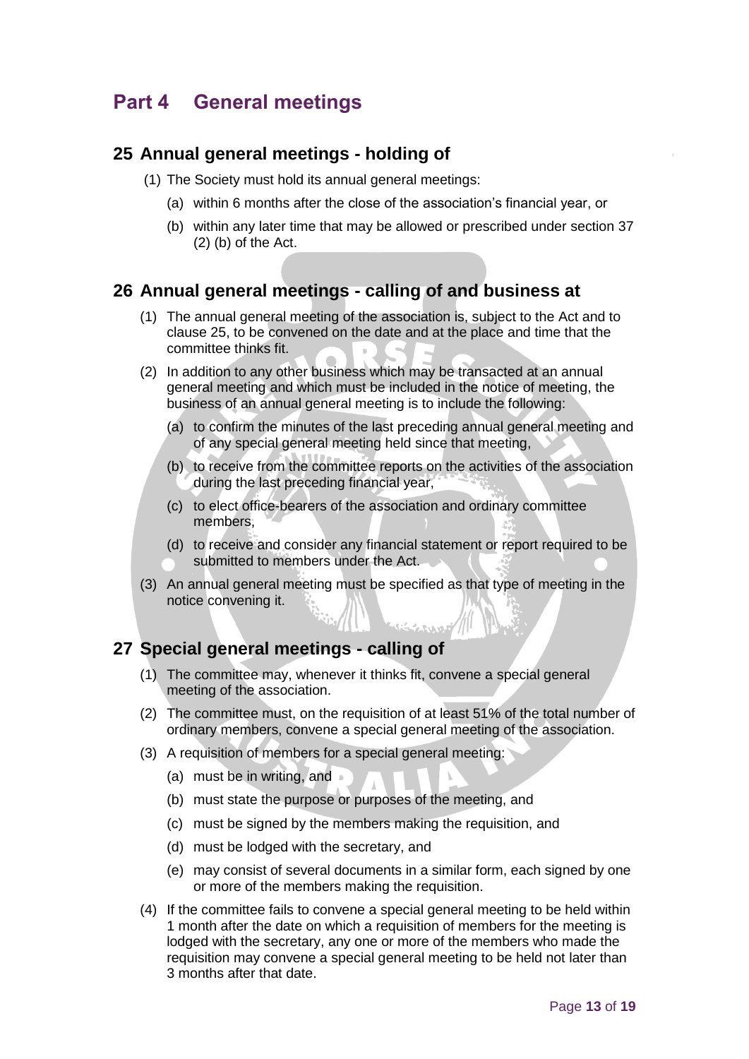# Part 4 General meetings

## 25 Annual general meetings - holding of

(1) The Society must hold its annual general meetings:

(a) within 6 months after the close of the association's financial year, or

(b) within any later time that may be allowed or prescribed under section 37 (2) (b) of the Act.

## 26 Annual general meetings - calling of and business at

(1) The annual general meeting of the association is, subject to the Act and to clause 25, to be convened on the date and at the place and time that the committee thinks fit.

(2) In addition to any other business which may be transacted at an annual general meeting and which must be included in the notice of meeting, the business of an annual general meeting is to include the following:

(a) to confirm the minutes of the last preceding annual general meeting and of any special general meeting held since that meeting,

(b) to receive from the committee reports on the activities of the association during the last preceding financial year,

(c) to elect office-bearers of the association and ordinary committee members,

(d) to receive and consider any financial statement or report required to be submitted to members under the Act.

(3) An annual general meeting must be specified as that type of meeting in the notice convening it.

## 27 Special general meetings - calling of

(1) The committee may, whenever it thinks fit, convene a special general meeting of the association.

(2) The committee must, on the requisition of at least 51% of the total number of ordinary members, convene a special general meeting of the association.

(3) A requisition of members for a special general meeting:

(a) must be in writing, and

(b) must state the purpose or purposes of the meeting, and

(c) must be signed by the members making the requisition, and

(d) must be lodged with the secretary, and

(e) may consist of several documents in a similar form, each signed by one or more of the members making the requisition.

(4) If the committee fails to convene a special general meeting to be held within 1 month after the date on which a requisition of members for the meeting is lodged with the secretary, any one or more of the members who made the requisition may convene a special general meeting to be held not later than 3 months after that date.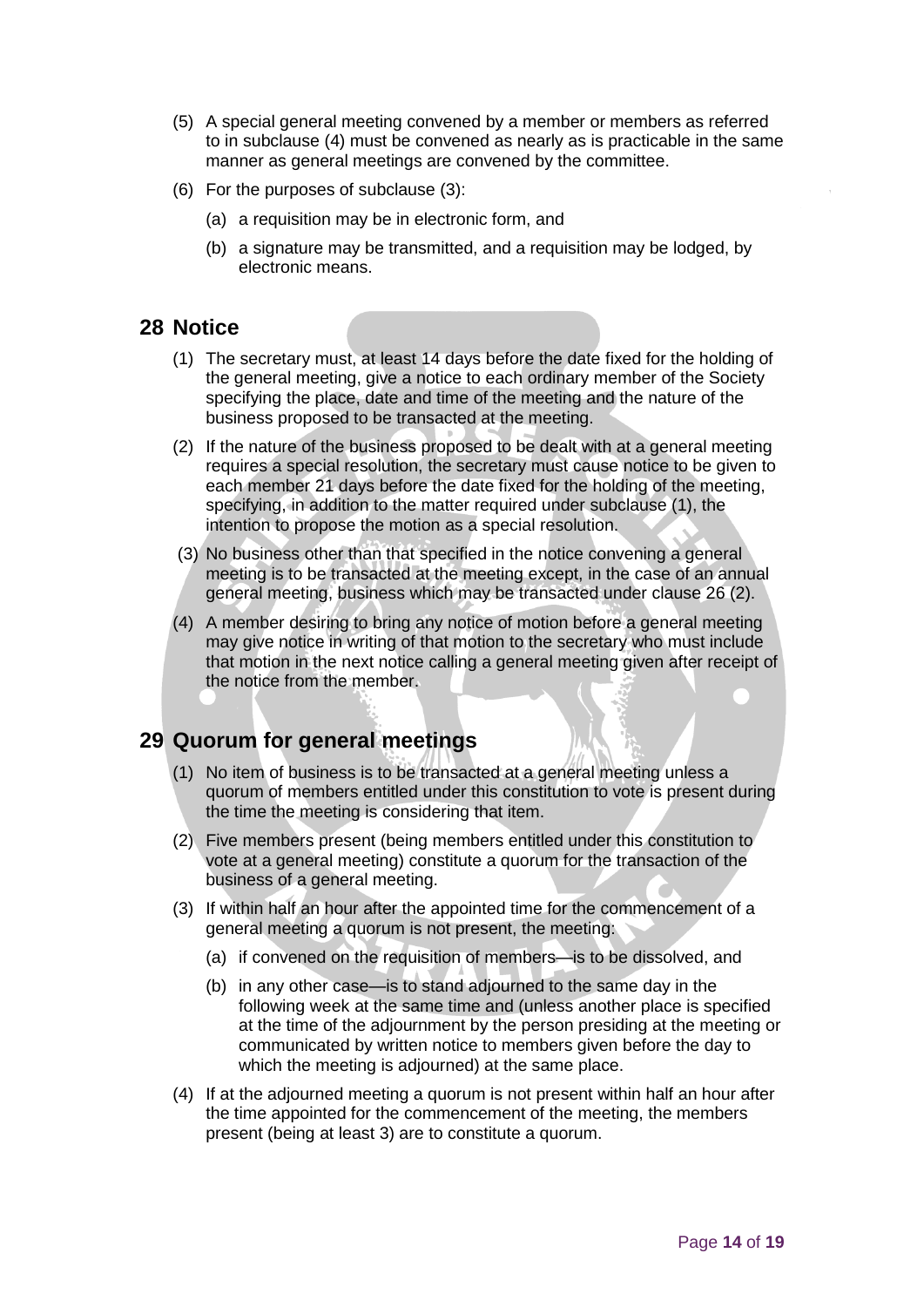(5) A special general meeting convened by a member or members as referred to in subclause (4) must be convened as nearly as is practicable in the same manner as general meetings are convened by the committee.

(6) For the purposes of subclause (3):

   (a) a requisition may be in electronic form, and

   (b) a signature may be transmitted, and a requisition may be lodged, by electronic means.

## 28 Notice

(1) The secretary must, at least 14 days before the date fixed for the holding of the general meeting, give a notice to each ordinary member of the Society specifying the place, date and time of the meeting and the nature of the business proposed to be transacted at the meeting.

(2) If the nature of the business proposed to be dealt with at a general meeting requires a special resolution, the secretary must cause notice to be given to each member 21 days before the date fixed for the holding of the meeting, specifying, in addition to the matter required under subclause (1), the intention to propose the motion as a special resolution.

(3) No business other than that specified in the notice convening a general meeting is to be transacted at the meeting except, in the case of an annual general meeting, business which may be transacted under clause 26 (2).

(4) A member desiring to bring any notice of motion before a general meeting may give notice in writing of that motion to the secretary who must include that motion in the next notice calling a general meeting given after receipt of the notice from the member.

## 29 Quorum for general meetings

(1) No item of business is to be transacted at a general meeting unless a quorum of members entitled under this constitution to vote is present during the time the meeting is considering that item.

(2) Five members present (being members entitled under this constitution to vote at a general meeting) constitute a quorum for the transaction of the business of a general meeting.

(3) If within half an hour after the appointed time for the commencement of a general meeting a quorum is not present, the meeting:

   (a) if convened on the requisition of members—is to be dissolved, and

   (b) in any other case—is to stand adjourned to the same day in the following week at the same time and (unless another place is specified at the time of the adjournment by the person presiding at the meeting or communicated by written notice to members given before the day to which the meeting is adjourned) at the same place.

(4) If at the adjourned meeting a quorum is not present within half an hour after the time appointed for the commencement of the meeting, the members present (being at least 3) are to constitute a quorum.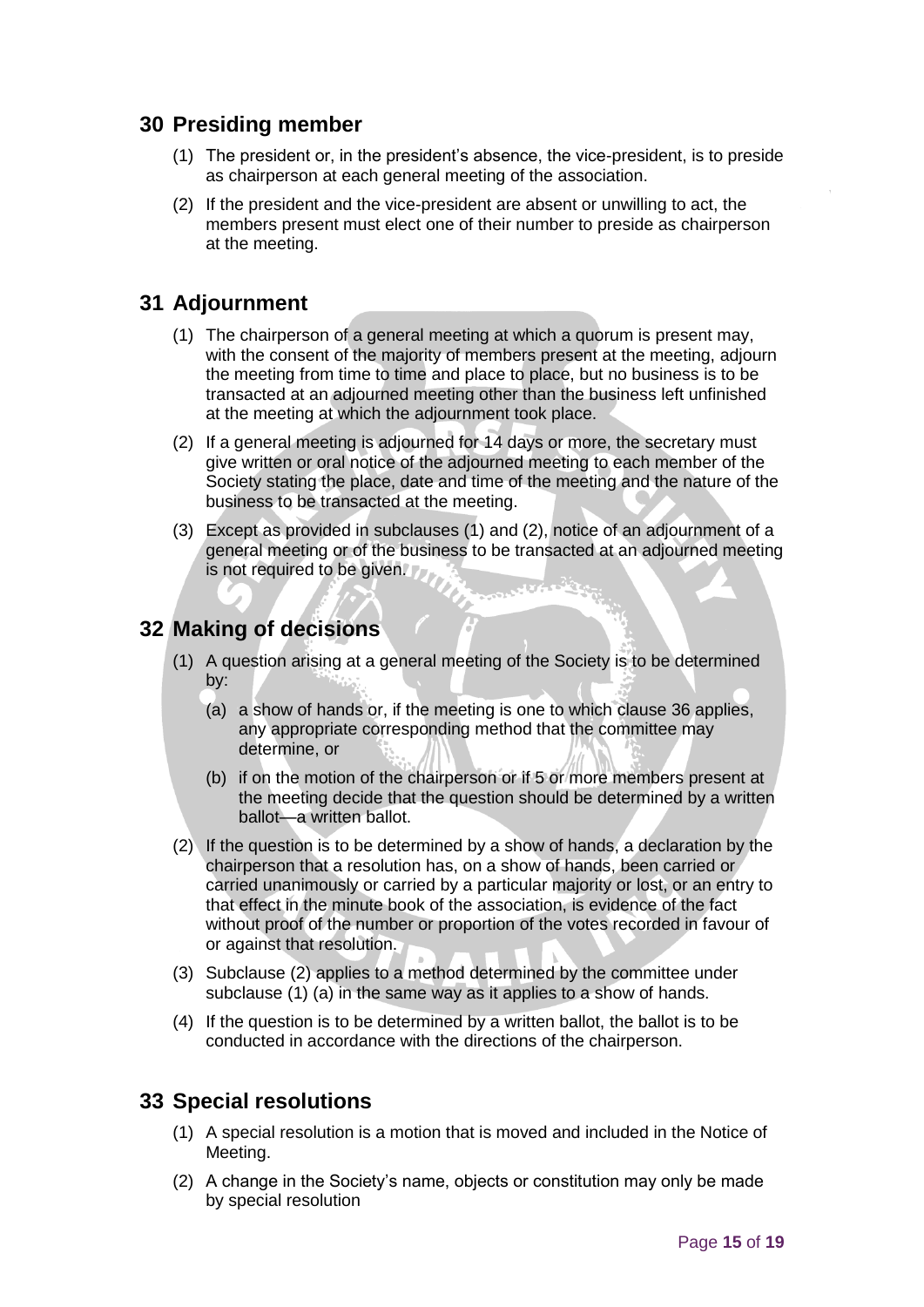## 30 Presiding member

(1) The president or, in the president's absence, the vice-president, is to preside as chairperson at each general meeting of the association.

(2) If the president and the vice-president are absent or unwilling to act, the members present must elect one of their number to preside as chairperson at the meeting.

## 31 Adjournment

(1) The chairperson of a general meeting at which a quorum is present may, with the consent of the majority of members present at the meeting, adjourn the meeting from time to time and place to place, but no business is to be transacted at an adjourned meeting other than the business left unfinished at the meeting at which the adjournment took place.

(2) If a general meeting is adjourned for 14 days or more, the secretary must give written or oral notice of the adjourned meeting to each member of the Society stating the place, date and time of the meeting and the nature of the business to be transacted at the meeting.

(3) Except as provided in subclauses (1) and (2), notice of an adjournment of a general meeting or of the business to be transacted at an adjourned meeting is not required to be given.

## 32 Making of decisions

(1) A question arising at a general meeting of the Society is to be determined by:

(a) a show of hands or, if the meeting is one to which clause 36 applies, any appropriate corresponding method that the committee may determine, or

(b) if on the motion of the chairperson or if 5 or more members present at the meeting decide that the question should be determined by a written ballot—a written ballot.

(2) If the question is to be determined by a show of hands, a declaration by the chairperson that a resolution has, on a show of hands, been carried or carried unanimously or carried by a particular majority or lost, or an entry to that effect in the minute book of the association, is evidence of the fact without proof of the number or proportion of the votes recorded in favour of or against that resolution.

(3) Subclause (2) applies to a method determined by the committee under subclause (1) (a) in the same way as it applies to a show of hands.

(4) If the question is to be determined by a written ballot, the ballot is to be conducted in accordance with the directions of the chairperson.

## 33 Special resolutions

(1) A special resolution is a motion that is moved and included in the Notice of Meeting.

(2) A change in the Society's name, objects or constitution may only be made by special resolution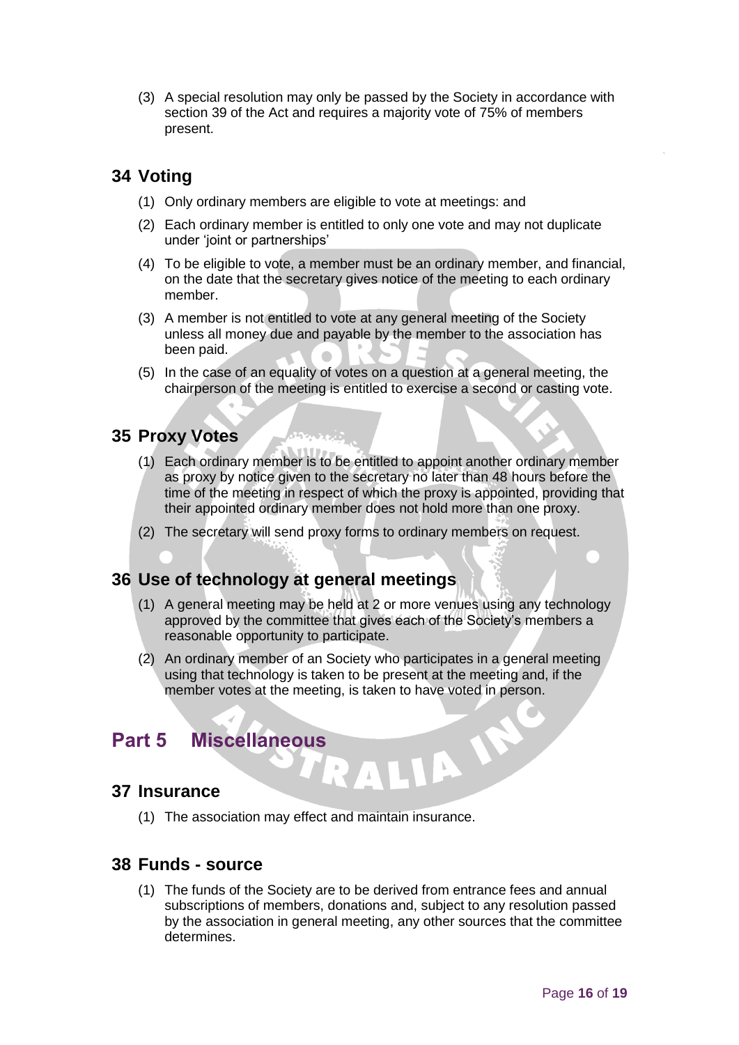(3) A special resolution may only be passed by the Society in accordance with section 39 of the Act and requires a majority vote of 75% of members present.

## 34 Voting

(1) Only ordinary members are eligible to vote at meetings: and

(2) Each ordinary member is entitled to only one vote and may not duplicate under 'joint or partnerships'

(4) To be eligible to vote, a member must be an ordinary member, and financial, on the date that the secretary gives notice of the meeting to each ordinary member.

(3) A member is not entitled to vote at any general meeting of the Society unless all money due and payable by the member to the association has been paid.

(5) In the case of an equality of votes on a question at a general meeting, the chairperson of the meeting is entitled to exercise a second or casting vote.

## 35 Proxy Votes

(1) Each ordinary member is to be entitled to appoint another ordinary member as proxy by notice given to the secretary no later than 48 hours before the time of the meeting in respect of which the proxy is appointed, providing that their appointed ordinary member does not hold more than one proxy.

(2) The secretary will send proxy forms to ordinary members on request.

## 36 Use of technology at general meetings

(1) A general meeting may be held at 2 or more venues using any technology approved by the committee that gives each of the Society's members a reasonable opportunity to participate.

(2) An ordinary member of an Society who participates in a general meeting using that technology is taken to be present at the meeting and, if the member votes at the meeting, is taken to have voted in person.

# Part 5 Miscellaneous

## 37 Insurance

(1) The association may effect and maintain insurance.

## 38 Funds - source

(1) The funds of the Society are to be derived from entrance fees and annual subscriptions of members, donations and, subject to any resolution passed by the association in general meeting, any other sources that the committee determines.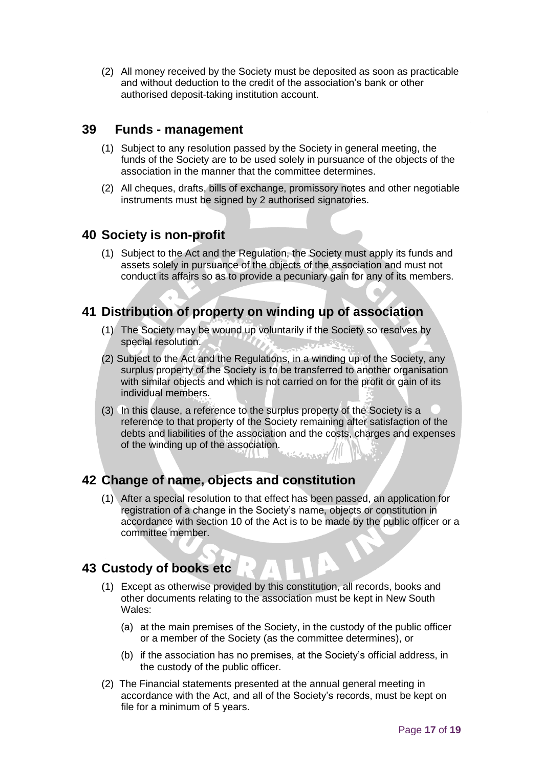(2) All money received by the Society must be deposited as soon as practicable and without deduction to the credit of the association's bank or other authorised deposit-taking institution account.

## 39 Funds - management

(1) Subject to any resolution passed by the Society in general meeting, the funds of the Society are to be used solely in pursuance of the objects of the association in the manner that the committee determines.

(2) All cheques, drafts, bills of exchange, promissory notes and other negotiable instruments must be signed by 2 authorised signatories.

## 40 Society is non-profit

(1) Subject to the Act and the Regulation, the Society must apply its funds and assets solely in pursuance of the objects of the association and must not conduct its affairs so as to provide a pecuniary gain for any of its members.

## 41 Distribution of property on winding up of association

(1) The Society may be wound up voluntarily if the Society so resolves by special resolution.

(2) Subject to the Act and the Regulations, in a winding up of the Society, any surplus property of the Society is to be transferred to another organisation with similar objects and which is not carried on for the profit or gain of its individual members.

(3) In this clause, a reference to the surplus property of the Society is a reference to that property of the Society remaining after satisfaction of the debts and liabilities of the association and the costs, charges and expenses of the winding up of the association.

## 42 Change of name, objects and constitution

(1) After a special resolution to that effect has been passed, an application for registration of a change in the Society's name, objects or constitution in accordance with section 10 of the Act is to be made by the public officer or a committee member.

## 43 Custody of books etc

(1) Except as otherwise provided by this constitution, all records, books and other documents relating to the association must be kept in New South Wales:

  (a) at the main premises of the Society, in the custody of the public officer or a member of the Society (as the committee determines), or

  (b) if the association has no premises, at the Society's official address, in the custody of the public officer.

(2) The Financial statements presented at the annual general meeting in accordance with the Act, and all of the Society's records, must be kept on file for a minimum of 5 years.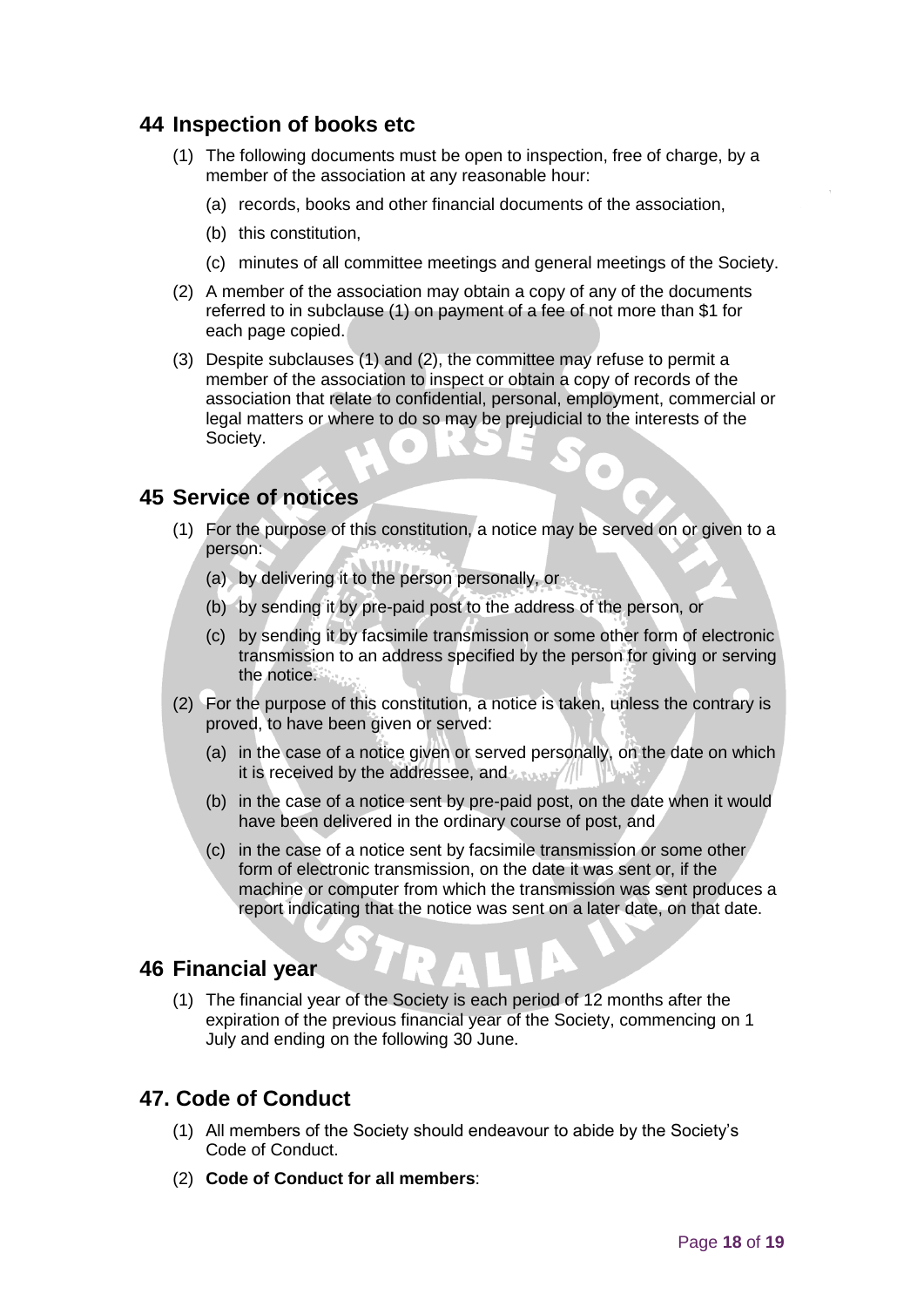## 44 Inspection of books etc

(1) The following documents must be open to inspection, free of charge, by a member of the association at any reasonable hour:

(a) records, books and other financial documents of the association,

(b) this constitution,

(c) minutes of all committee meetings and general meetings of the Society.

(2) A member of the association may obtain a copy of any of the documents referred to in subclause (1) on payment of a fee of not more than $1 for each page copied.

(3) Despite subclauses (1) and (2), the committee may refuse to permit a member of the association to inspect or obtain a copy of records of the association that relate to confidential, personal, employment, commercial or legal matters or where to do so may be prejudicial to the interests of the Society.

## 45 Service of notices

(1) For the purpose of this constitution, a notice may be served on or given to a person:

(a) by delivering it to the person personally, or

(b) by sending it by pre-paid post to the address of the person, or

(c) by sending it by facsimile transmission or some other form of electronic transmission to an address specified by the person for giving or serving the notice.

(2) For the purpose of this constitution, a notice is taken, unless the contrary is proved, to have been given or served:

(a) in the case of a notice given or served personally, on the date on which it is received by the addressee, and

(b) in the case of a notice sent by pre-paid post, on the date when it would have been delivered in the ordinary course of post, and

(c) in the case of a notice sent by facsimile transmission or some other form of electronic transmission, on the date it was sent or, if the machine or computer from which the transmission was sent produces a report indicating that the notice was sent on a later date, on that date.

## 46 Financial year

(1) The financial year of the Society is each period of 12 months after the expiration of the previous financial year of the Society, commencing on 1 July and ending on the following 30 June.

## 47. Code of Conduct

(1) All members of the Society should endeavour to abide by the Society's Code of Conduct.

(2) **Code of Conduct for all members**: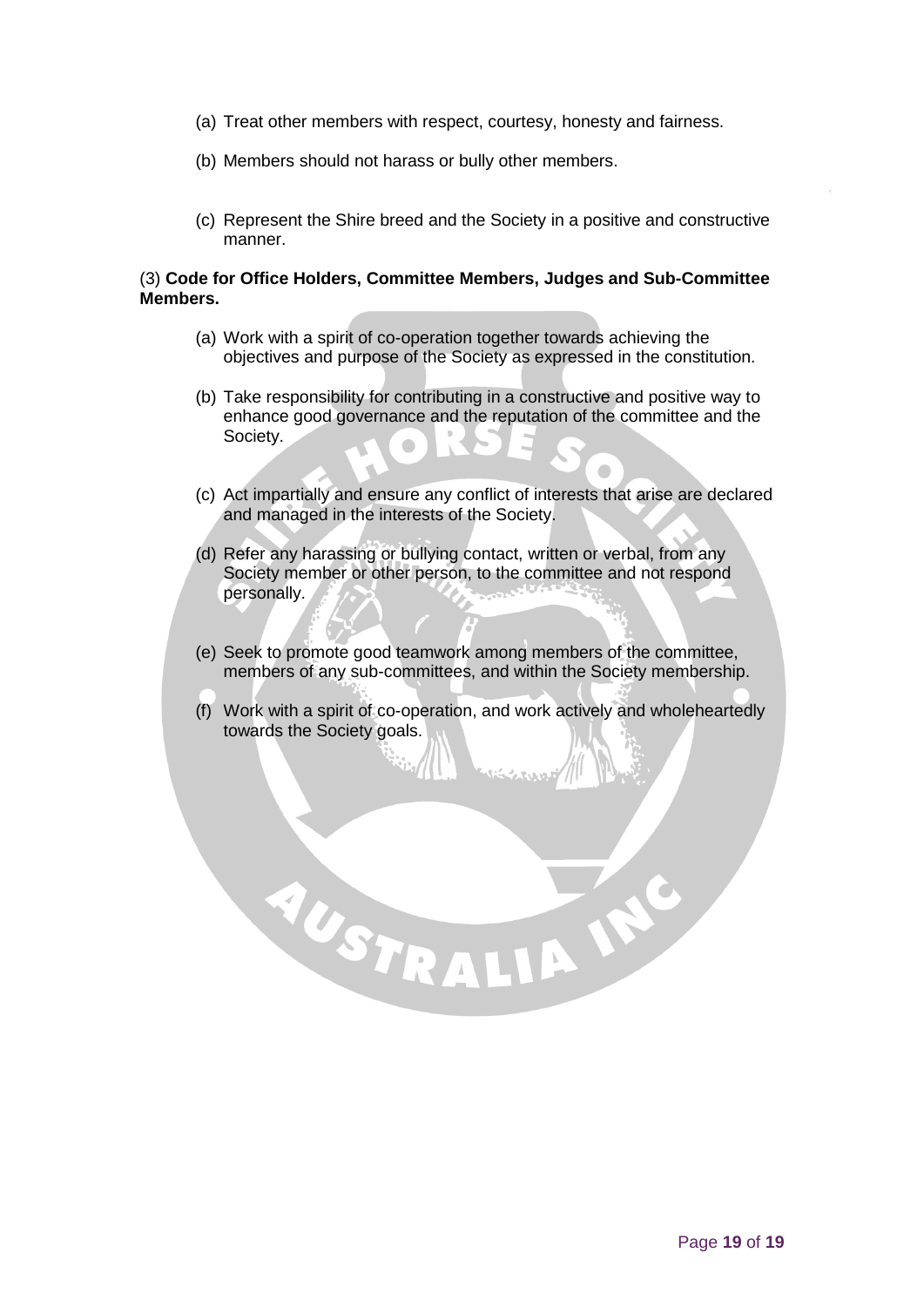(a) Treat other members with respect, courtesy, honesty and fairness.

(b) Members should not harass or bully other members.

(c) Represent the Shire breed and the Society in a positive and constructive manner.

(3) **Code for Office Holders, Committee Members, Judges and Sub-Committee Members.**

(a) Work with a spirit of co-operation together towards achieving the objectives and purpose of the Society as expressed in the constitution.

(b) Take responsibility for contributing in a constructive and positive way to enhance good governance and the reputation of the committee and the Society.

(c) Act impartially and ensure any conflict of interests that arise are declared and managed in the interests of the Society.

(d) Refer any harassing or bullying contact, written or verbal, from any Society member or other person, to the committee and not respond personally.

(e) Seek to promote good teamwork among members of the committee, members of any sub-committees, and within the Society membership.

(f) Work with a spirit of co-operation, and work actively and wholeheartedly towards the Society goals.